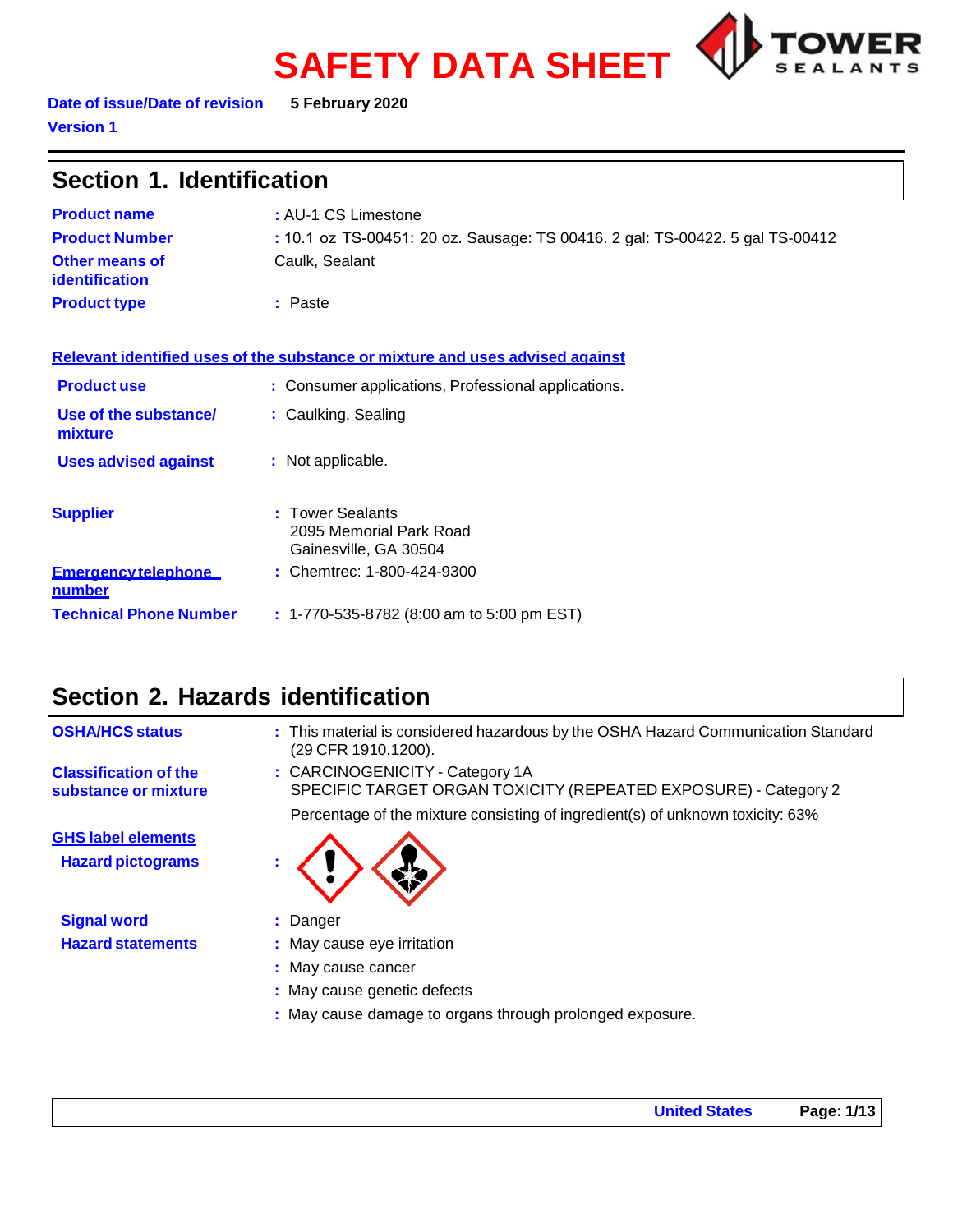# SAFETY DATA SHEET

**Date of issue/Date of revision** **5 February 2020**

**Version 1**

## Section 1. Identification

**Product name** : AU-1 CS Limestone

**Product Number** : 10.1 oz TS-00451: 20 oz. Sausage: TS 00416. 2 gal: TS-00422. 5 gal TS-00412

**Other means of identification** Caulk, Sealant

**Product type** : Paste

### Relevant identified uses of the substance or mixture and uses advised against

**Product use** : Consumer applications, Professional applications.

**Use of the substance/ mixture** : Caulking, Sealing

**Uses advised against** : Not applicable.

**Supplier** : Tower Sealants
2095 Memorial Park Road
Gainesville, GA 30504

**Emergency telephone number** : Chemtrec: 1-800-424-9300

**Technical Phone Number** : 1-770-535-8782 (8:00 am to 5:00 pm EST)

## Section 2. Hazards identification

**OSHA/HCS status** : This material is considered hazardous by the OSHA Hazard Communication Standard (29 CFR 1910.1200).

**Classification of the substance or mixture** : CARCINOGENICITY - Category 1A
SPECIFIC TARGET ORGAN TOXICITY (REPEATED EXPOSURE) - Category 2

Percentage of the mixture consisting of ingredient(s) of unknown toxicity: 63%

### GHS label elements

**Hazard pictograms** :

**Signal word** : Danger

**Hazard statements** : May cause eye irritation
: May cause cancer
: May cause genetic defects
: May cause damage to organs through prolonged exposure.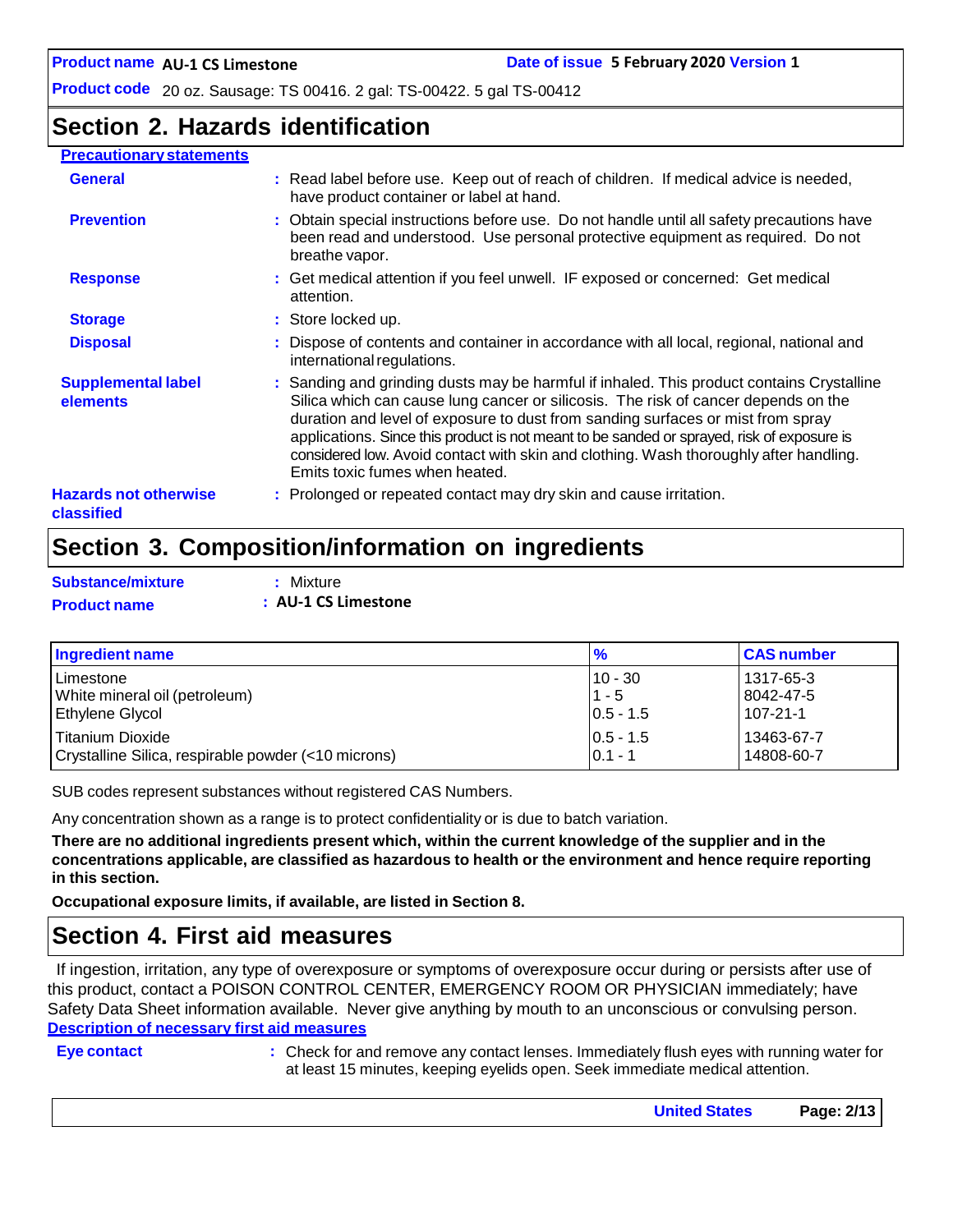## Section 2. Hazards identification

**Precautionary statements**

**General** : Read label before use. Keep out of reach of children. If medical advice is needed, have product container or label at hand.

**Prevention** : Obtain special instructions before use. Do not handle until all safety precautions have been read and understood. Use personal protective equipment as required. Do not breathe vapor.

**Response** : Get medical attention if you feel unwell. IF exposed or concerned: Get medical attention.

**Storage** : Store locked up.

**Disposal** : Dispose of contents and container in accordance with all local, regional, national and international regulations.

**Supplemental label elements** : Sanding and grinding dusts may be harmful if inhaled. This product contains Crystalline Silica which can cause lung cancer or silicosis. The risk of cancer depends on the duration and level of exposure to dust from sanding surfaces or mist from spray applications. Since this product is not meant to be sanded or sprayed, risk of exposure is considered low. Avoid contact with skin and clothing. Wash thoroughly after handling. Emits toxic fumes when heated.

**Hazards not otherwise classified** : Prolonged or repeated contact may dry skin and cause irritation.

## Section 3. Composition/information on ingredients

**Substance/mixture** : Mixture

**Product name** : **AU-1 CS Limestone**

| Ingredient name | % | CAS number |
|---|---|---|
| Limestone | 10 - 30 | 1317-65-3 |
| White mineral oil (petroleum) | 1 - 5 | 8042-47-5 |
| Ethylene Glycol | 0.5 - 1.5 | 107-21-1 |
| Titanium Dioxide | 0.5 - 1.5 | 13463-67-7 |
| Crystalline Silica, respirable powder (<10 microns) | 0.1 - 1 | 14808-60-7 |

SUB codes represent substances without registered CAS Numbers.

Any concentration shown as a range is to protect confidentiality or is due to batch variation.

**There are no additional ingredients present which, within the current knowledge of the supplier and in the concentrations applicable, are classified as hazardous to health or the environment and hence require reporting in this section.**

**Occupational exposure limits, if available, are listed in Section 8.**

## Section 4. First aid measures

If ingestion, irritation, any type of overexposure or symptoms of overexposure occur during or persists after use of this product, contact a POISON CONTROL CENTER, EMERGENCY ROOM OR PHYSICIAN immediately; have Safety Data Sheet information available. Never give anything by mouth to an unconscious or convulsing person.

**Description of necessary first aid measures**

**Eye contact** : Check for and remove any contact lenses. Immediately flush eyes with running water for at least 15 minutes, keeping eyelids open. Seek immediate medical attention.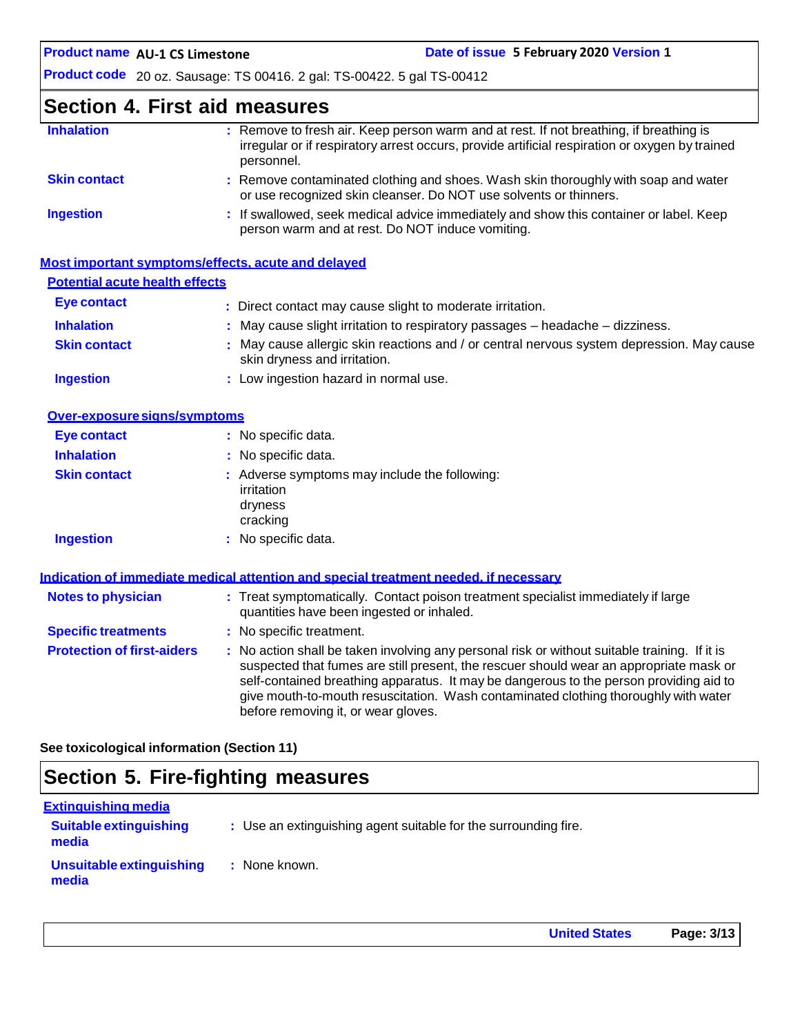## Section 4. First aid measures

| | |
|---|---|
| **Inhalation** | : Remove to fresh air. Keep person warm and at rest. If not breathing, if breathing is irregular or if respiratory arrest occurs, provide artificial respiration or oxygen by trained personnel. |
| **Skin contact** | : Remove contaminated clothing and shoes. Wash skin thoroughly with soap and water or use recognized skin cleanser. Do NOT use solvents or thinners. |
| **Ingestion** | : If swallowed, seek medical advice immediately and show this container or label. Keep person warm and at rest. Do NOT induce vomiting. |

### Most important symptoms/effects, acute and delayed

#### Potential acute health effects

| | |
|---|---|
| **Eye contact** | : Direct contact may cause slight to moderate irritation. |
| **Inhalation** | : May cause slight irritation to respiratory passages – headache – dizziness. |
| **Skin contact** | : May cause allergic skin reactions and / or central nervous system depression. May cause skin dryness and irritation. |
| **Ingestion** | : Low ingestion hazard in normal use. |

#### Over-exposure signs/symptoms

| | |
|---|---|
| **Eye contact** | : No specific data. |
| **Inhalation** | : No specific data. |
| **Skin contact** | : Adverse symptoms may include the following:<br>irritation<br>dryness<br>cracking |
| **Ingestion** | : No specific data. |

### Indication of immediate medical attention and special treatment needed, if necessary

| | |
|---|---|
| **Notes to physician** | : Treat symptomatically. Contact poison treatment specialist immediately if large quantities have been ingested or inhaled. |
| **Specific treatments** | : No specific treatment. |
| **Protection of first-aiders** | : No action shall be taken involving any personal risk or without suitable training. If it is suspected that fumes are still present, the rescuer should wear an appropriate mask or self-contained breathing apparatus. It may be dangerous to the person providing aid to give mouth-to-mouth resuscitation. Wash contaminated clothing thoroughly with water before removing it, or wear gloves. |

**See toxicological information (Section 11)**

## Section 5. Fire-fighting measures

### Extinguishing media

| | |
|---|---|
| **Suitable extinguishing media** | : Use an extinguishing agent suitable for the surrounding fire. |
| **Unsuitable extinguishing media** | : None known. |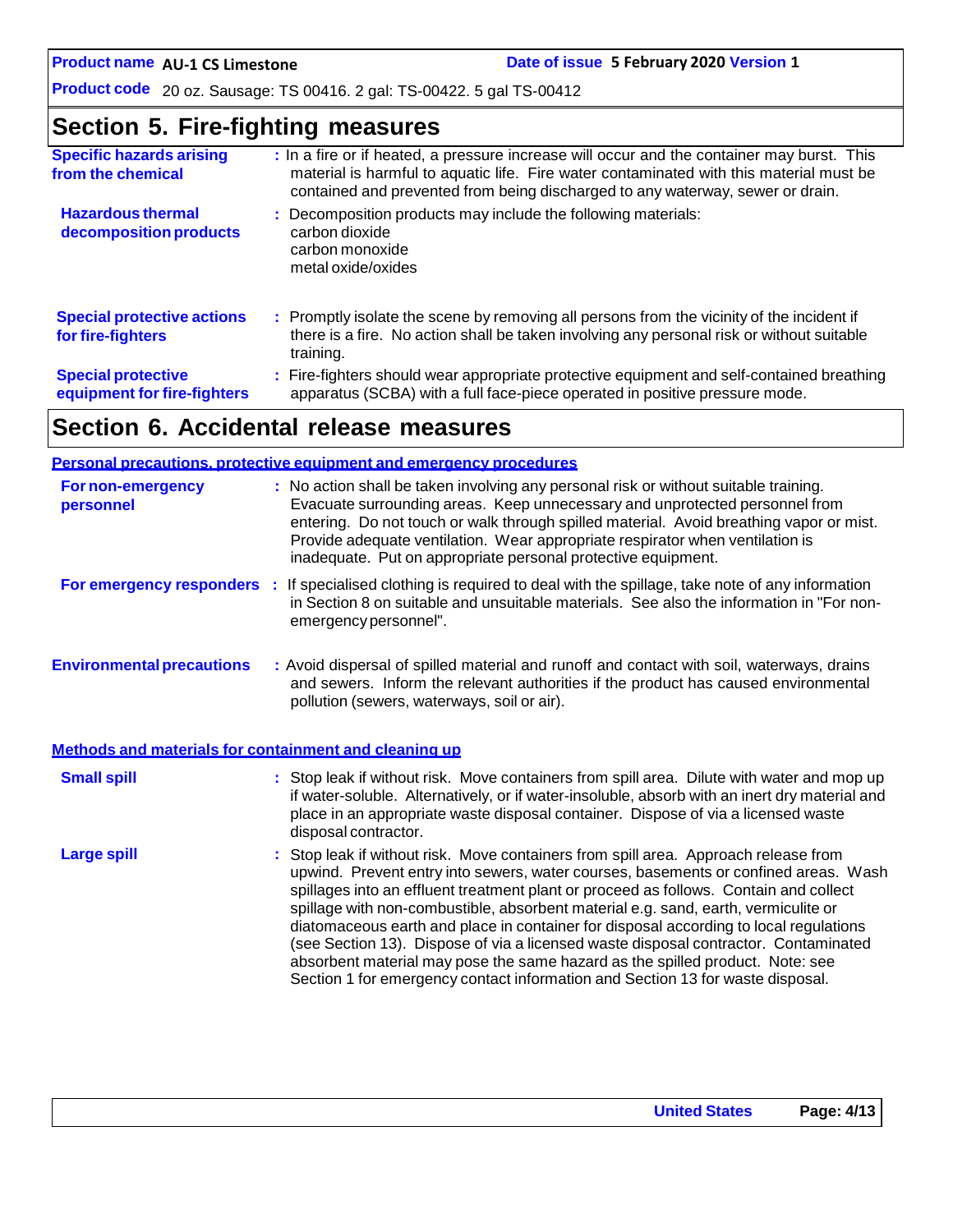## Section 5. Fire-fighting measures

**Specific hazards arising from the chemical** : In a fire or if heated, a pressure increase will occur and the container may burst. This material is harmful to aquatic life. Fire water contaminated with this material must be contained and prevented from being discharged to any waterway, sewer or drain.

**Hazardous thermal decomposition products** : Decomposition products may include the following materials:
carbon dioxide
carbon monoxide
metal oxide/oxides

**Special protective actions for fire-fighters** : Promptly isolate the scene by removing all persons from the vicinity of the incident if there is a fire. No action shall be taken involving any personal risk or without suitable training.

**Special protective equipment for fire-fighters** : Fire-fighters should wear appropriate protective equipment and self-contained breathing apparatus (SCBA) with a full face-piece operated in positive pressure mode.

## Section 6. Accidental release measures

### Personal precautions, protective equipment and emergency procedures

**For non-emergency personnel** : No action shall be taken involving any personal risk or without suitable training. Evacuate surrounding areas. Keep unnecessary and unprotected personnel from entering. Do not touch or walk through spilled material. Avoid breathing vapor or mist. Provide adequate ventilation. Wear appropriate respirator when ventilation is inadequate. Put on appropriate personal protective equipment.

**For emergency responders** : If specialised clothing is required to deal with the spillage, take note of any information in Section 8 on suitable and unsuitable materials. See also the information in "For non-emergency personnel".

**Environmental precautions** : Avoid dispersal of spilled material and runoff and contact with soil, waterways, drains and sewers. Inform the relevant authorities if the product has caused environmental pollution (sewers, waterways, soil or air).

### Methods and materials for containment and cleaning up

**Small spill** : Stop leak if without risk. Move containers from spill area. Dilute with water and mop up if water-soluble. Alternatively, or if water-insoluble, absorb with an inert dry material and place in an appropriate waste disposal container. Dispose of via a licensed waste disposal contractor.

**Large spill** : Stop leak if without risk. Move containers from spill area. Approach release from upwind. Prevent entry into sewers, water courses, basements or confined areas. Wash spillages into an effluent treatment plant or proceed as follows. Contain and collect spillage with non-combustible, absorbent material e.g. sand, earth, vermiculite or diatomaceous earth and place in container for disposal according to local regulations (see Section 13). Dispose of via a licensed waste disposal contractor. Contaminated absorbent material may pose the same hazard as the spilled product. Note: see Section 1 for emergency contact information and Section 13 for waste disposal.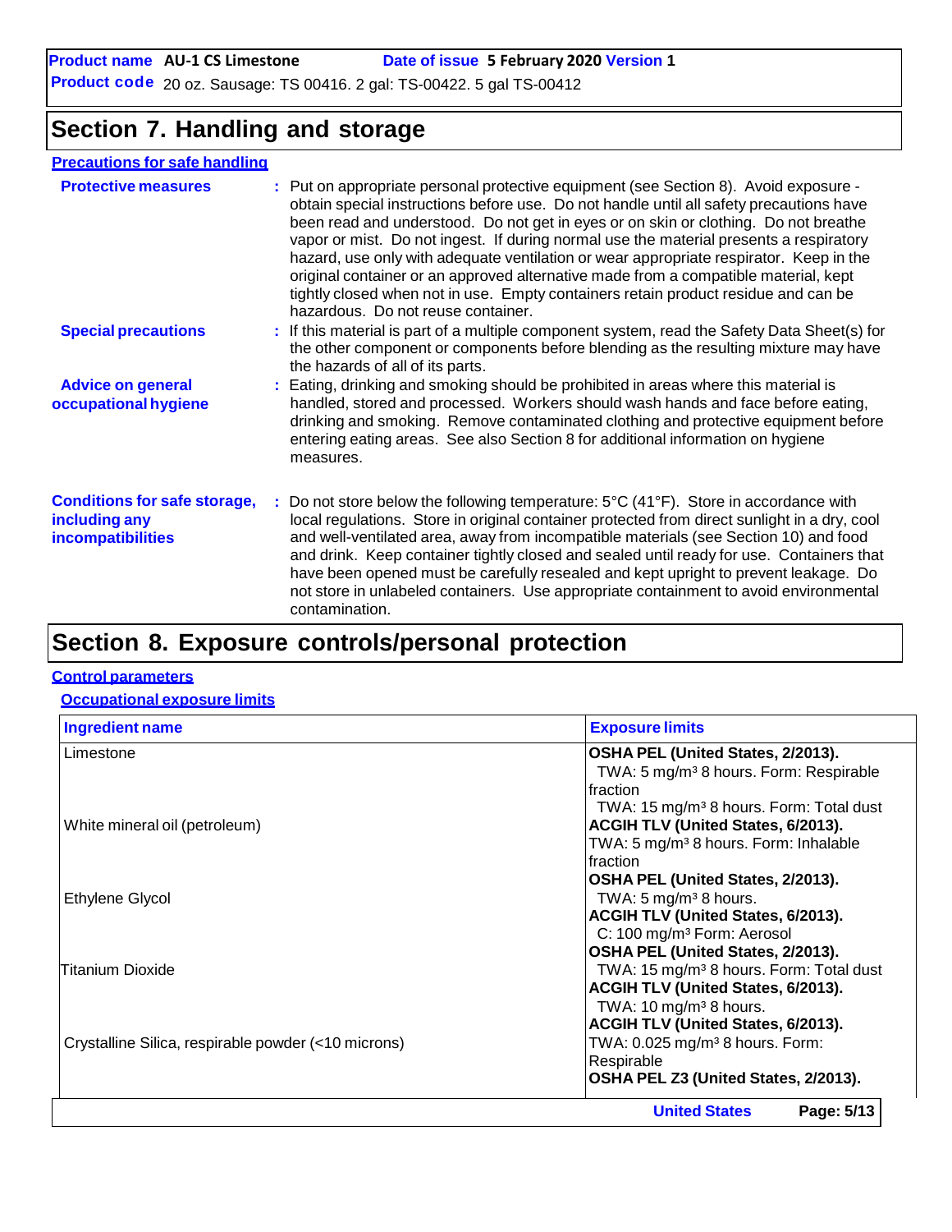**Product name** AU-1 CS Limestone **Date of issue** 5 February 2020 **Version** 1

**Product code** 20 oz. Sausage: TS 00416. 2 gal: TS-00422. 5 gal TS-00412

# Section 7. Handling and storage

## Precautions for safe handling

**Protective measures** : Put on appropriate personal protective equipment (see Section 8). Avoid exposure - obtain special instructions before use. Do not handle until all safety precautions have been read and understood. Do not get in eyes or on skin or clothing. Do not breathe vapor or mist. Do not ingest. If during normal use the material presents a respiratory hazard, use only with adequate ventilation or wear appropriate respirator. Keep in the original container or an approved alternative made from a compatible material, kept tightly closed when not in use. Empty containers retain product residue and can be hazardous. Do not reuse container.

**Special precautions** : If this material is part of a multiple component system, read the Safety Data Sheet(s) for the other component or components before blending as the resulting mixture may have the hazards of all of its parts.

**Advice on general occupational hygiene** : Eating, drinking and smoking should be prohibited in areas where this material is handled, stored and processed. Workers should wash hands and face before eating, drinking and smoking. Remove contaminated clothing and protective equipment before entering eating areas. See also Section 8 for additional information on hygiene measures.

**Conditions for safe storage, including any incompatibilities** : Do not store below the following temperature: 5°C (41°F). Store in accordance with local regulations. Store in original container protected from direct sunlight in a dry, cool and well-ventilated area, away from incompatible materials (see Section 10) and food and drink. Keep container tightly closed and sealed until ready for use. Containers that have been opened must be carefully resealed and kept upright to prevent leakage. Do not store in unlabeled containers. Use appropriate containment to avoid environmental contamination.

# Section 8. Exposure controls/personal protection

## Control parameters

### Occupational exposure limits

| Ingredient name | Exposure limits |
| --- | --- |
| Limestone | **OSHA PEL (United States, 2/2013).**<br>TWA: 5 mg/m³ 8 hours. Form: Respirable fraction<br>TWA: 15 mg/m³ 8 hours. Form: Total dust |
| White mineral oil (petroleum) | **ACGIH TLV (United States, 6/2013).**<br>TWA: 5 mg/m³ 8 hours. Form: Inhalable fraction<br>**OSHA PEL (United States, 2/2013).**<br>TWA: 5 mg/m³ 8 hours. |
| Ethylene Glycol | **ACGIH TLV (United States, 6/2013).**<br>C: 100 mg/m³ Form: Aerosol |
| Titanium Dioxide | **OSHA PEL (United States, 2/2013).**<br>TWA: 15 mg/m³ 8 hours. Form: Total dust<br>**ACGIH TLV (United States, 6/2013).**<br>TWA: 10 mg/m³ 8 hours. |
| Crystalline Silica, respirable powder (<10 microns) | **ACGIH TLV (United States, 6/2013).**<br>TWA: 0.025 mg/m³ 8 hours. Form: Respirable<br>**OSHA PEL Z3 (United States, 2/2013).** |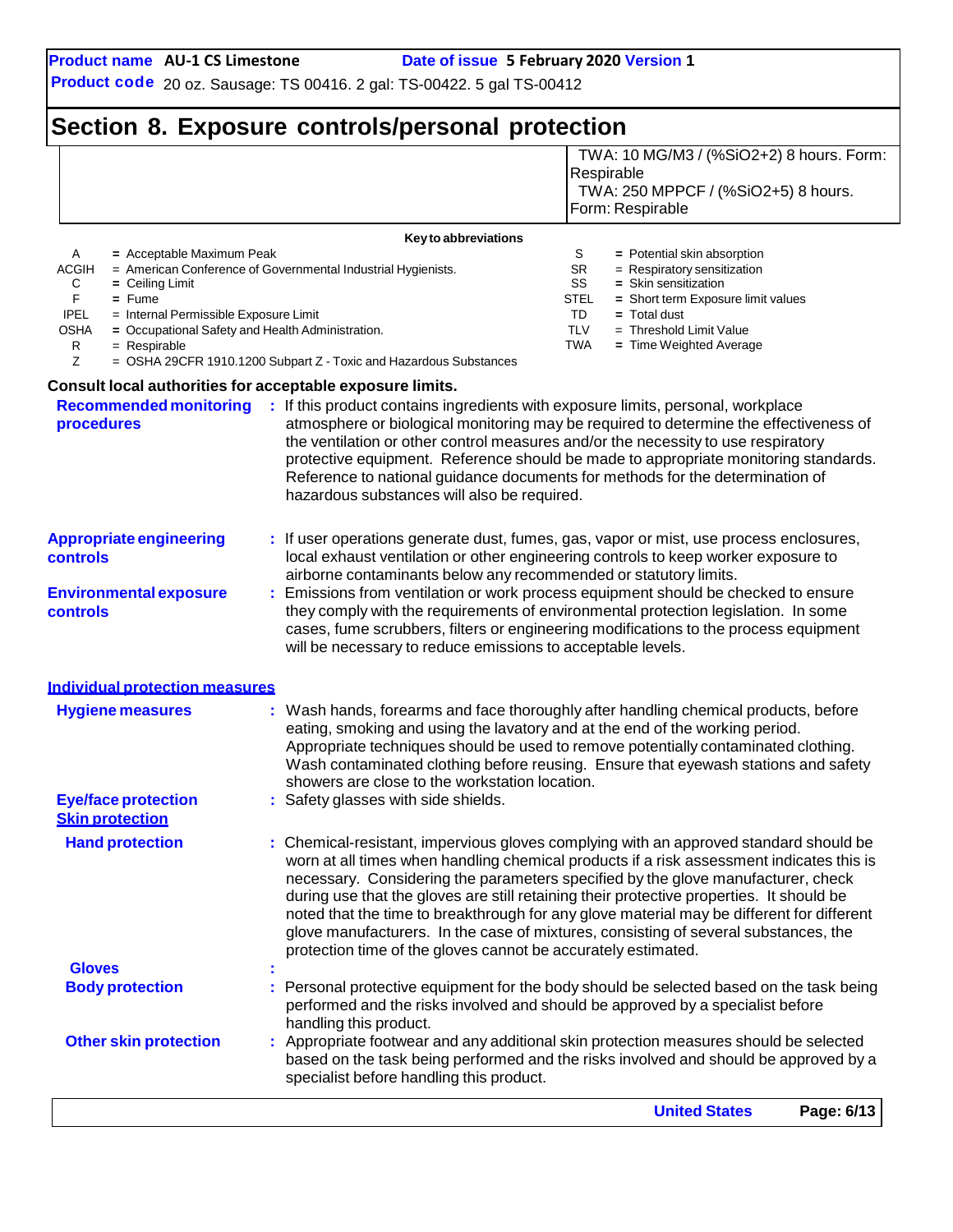## Section 8. Exposure controls/personal protection

| | |
|---|---|
| | TWA: 10 MG/M3 / (%SiO2+2) 8 hours. Form: Respirable<br>TWA: 250 MPPCF / (%SiO2+5) 8 hours. Form: Respirable |

**Key to abbreviations**

| | | | |
|---|---|---|---|
| A | = Acceptable Maximum Peak | S | = Potential skin absorption |
| ACGIH | = American Conference of Governmental Industrial Hygienists. | SR | = Respiratory sensitization |
| C | = Ceiling Limit | SS | = Skin sensitization |
| F | = Fume | STEL | = Short term Exposure limit values |
| IPEL | = Internal Permissible Exposure Limit | TD | = Total dust |
| OSHA | = Occupational Safety and Health Administration. | TLV | = Threshold Limit Value |
| R | = Respirable | TWA | = Time Weighted Average |
| Z | = OSHA 29CFR 1910.1200 Subpart Z - Toxic and Hazardous Substances | | |

**Consult local authorities for acceptable exposure limits.**

**Recommended monitoring procedures** : If this product contains ingredients with exposure limits, personal, workplace atmosphere or biological monitoring may be required to determine the effectiveness of the ventilation or other control measures and/or the necessity to use respiratory protective equipment. Reference should be made to appropriate monitoring standards. Reference to national guidance documents for methods for the determination of hazardous substances will also be required.

**Appropriate engineering controls** : If user operations generate dust, fumes, gas, vapor or mist, use process enclosures, local exhaust ventilation or other engineering controls to keep worker exposure to airborne contaminants below any recommended or statutory limits.

**Environmental exposure controls** : Emissions from ventilation or work process equipment should be checked to ensure they comply with the requirements of environmental protection legislation. In some cases, fume scrubbers, filters or engineering modifications to the process equipment will be necessary to reduce emissions to acceptable levels.

### Individual protection measures

**Hygiene measures** : Wash hands, forearms and face thoroughly after handling chemical products, before eating, smoking and using the lavatory and at the end of the working period. Appropriate techniques should be used to remove potentially contaminated clothing. Wash contaminated clothing before reusing. Ensure that eyewash stations and safety showers are close to the workstation location.

**Eye/face protection** : Safety glasses with side shields.

**Skin protection**

**Hand protection** : Chemical-resistant, impervious gloves complying with an approved standard should be worn at all times when handling chemical products if a risk assessment indicates this is necessary. Considering the parameters specified by the glove manufacturer, check during use that the gloves are still retaining their protective properties. It should be noted that the time to breakthrough for any glove material may be different for different glove manufacturers. In the case of mixtures, consisting of several substances, the protection time of the gloves cannot be accurately estimated.

**Gloves** :

**Body protection** : Personal protective equipment for the body should be selected based on the task being performed and the risks involved and should be approved by a specialist before handling this product.

**Other skin protection** : Appropriate footwear and any additional skin protection measures should be selected based on the task being performed and the risks involved and should be approved by a specialist before handling this product.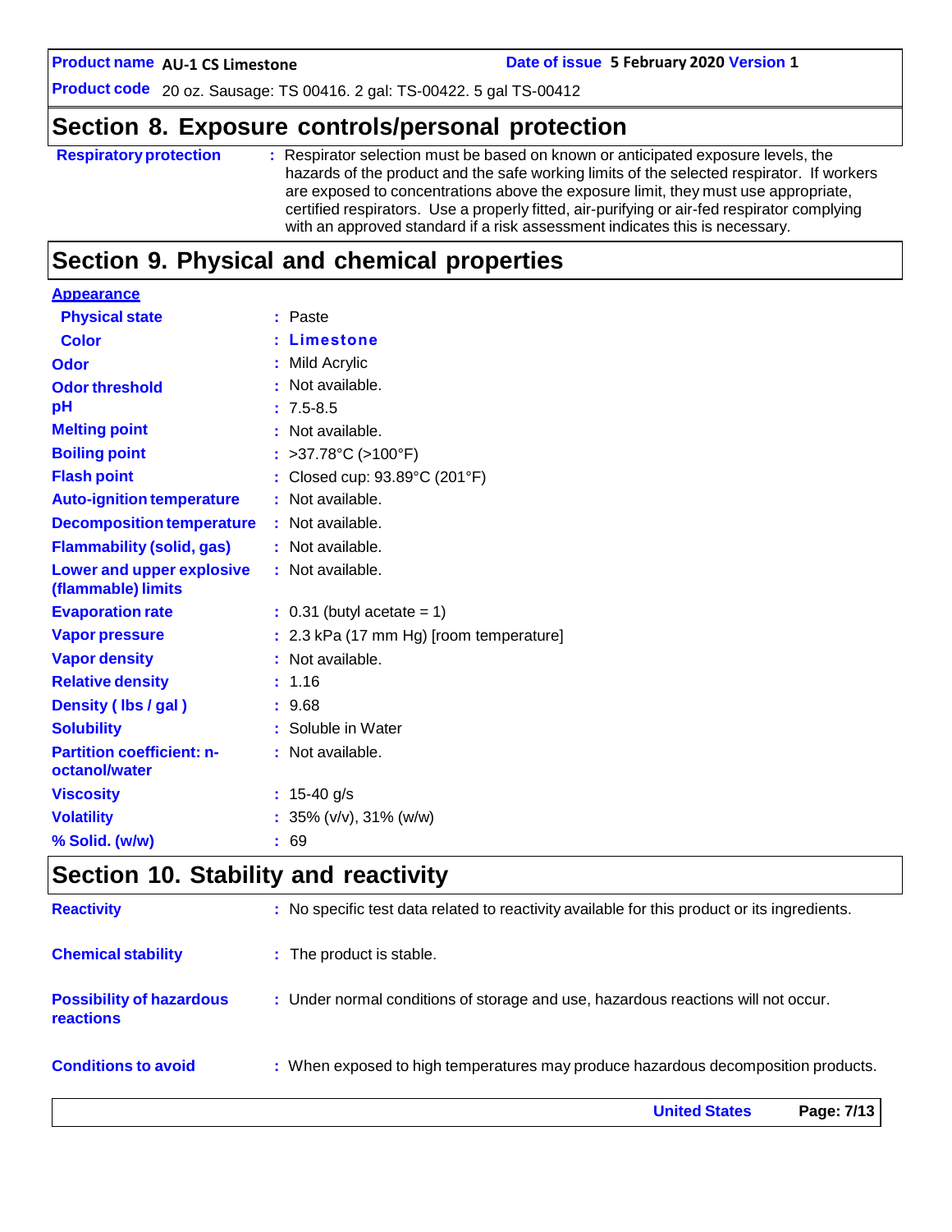## Section 8. Exposure controls/personal protection

| | |
|---|---|
| **Respiratory protection** | : Respirator selection must be based on known or anticipated exposure levels, the hazards of the product and the safe working limits of the selected respirator. If workers are exposed to concentrations above the exposure limit, they must use appropriate, certified respirators. Use a properly fitted, air-purifying or air-fed respirator complying with an approved standard if a risk assessment indicates this is necessary. |

## Section 9. Physical and chemical properties

**Appearance**

| | |
|---|---|
| **Physical state** | : Paste |
| **Color** | : **Limestone** |
| **Odor** | : Mild Acrylic |
| **Odor threshold** | : Not available. |
| **pH** | : 7.5-8.5 |
| **Melting point** | : Not available. |
| **Boiling point** | : >37.78°C (>100°F) |
| **Flash point** | : Closed cup: 93.89°C (201°F) |
| **Auto-ignition temperature** | : Not available. |
| **Decomposition temperature** | : Not available. |
| **Flammability (solid, gas)** | : Not available. |
| **Lower and upper explosive (flammable) limits** | : Not available. |
| **Evaporation rate** | : 0.31 (butyl acetate = 1) |
| **Vapor pressure** | : 2.3 kPa (17 mm Hg) [room temperature] |
| **Vapor density** | : Not available. |
| **Relative density** | : 1.16 |
| **Density ( lbs / gal )** | : 9.68 |
| **Solubility** | : Soluble in Water |
| **Partition coefficient: n-octanol/water** | : Not available. |
| **Viscosity** | : 15-40 g/s |
| **Volatility** | : 35% (v/v), 31% (w/w) |
| **% Solid. (w/w)** | : 69 |

## Section 10. Stability and reactivity

| | |
|---|---|
| **Reactivity** | : No specific test data related to reactivity available for this product or its ingredients. |
| **Chemical stability** | : The product is stable. |
| **Possibility of hazardous reactions** | : Under normal conditions of storage and use, hazardous reactions will not occur. |
| **Conditions to avoid** | : When exposed to high temperatures may produce hazardous decomposition products. |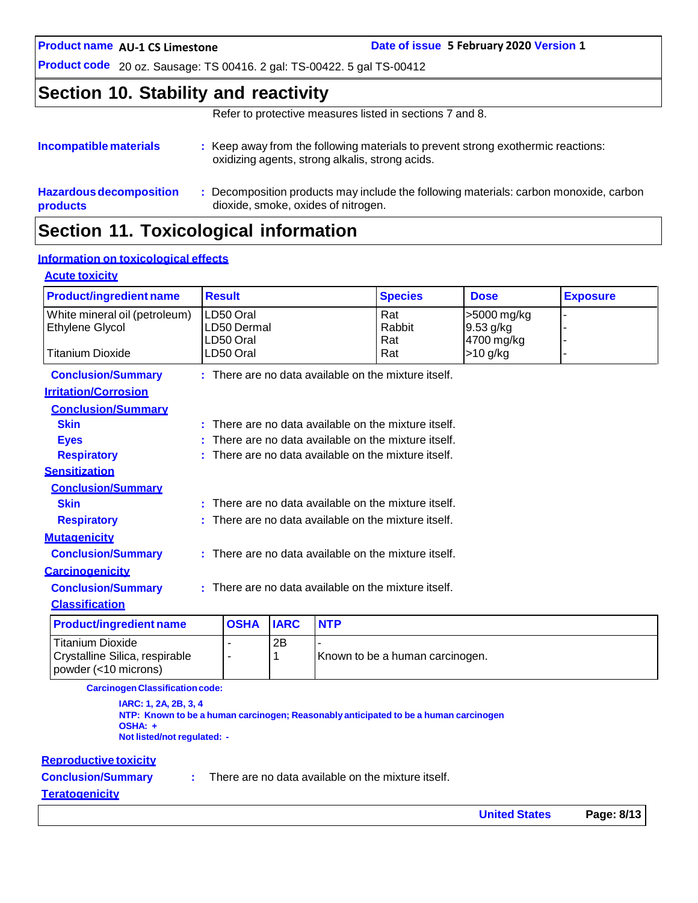## Section 10. Stability and reactivity

Refer to protective measures listed in sections 7 and 8.

**Incompatible materials** : Keep away from the following materials to prevent strong exothermic reactions: oxidizing agents, strong alkalis, strong acids.

**Hazardous decomposition products** : Decomposition products may include the following materials: carbon monoxide, carbon dioxide, smoke, oxides of nitrogen.

## Section 11. Toxicological information

### Information on toxicological effects

#### Acute toxicity

| Product/ingredient name | Result | Species | Dose | Exposure |
|---|---|---|---|---|
| White mineral oil (petroleum) | LD50 Oral | Rat | >5000 mg/kg | - |
| Ethylene Glycol | LD50 Dermal | Rabbit | 9.53 g/kg | - |
| | LD50 Oral | Rat | 4700 mg/kg | - |
| Titanium Dioxide | LD50 Oral | Rat | >10 g/kg | - |

**Conclusion/Summary** : There are no data available on the mixture itself.

#### Irritation/Corrosion

**Conclusion/Summary**

**Skin** : There are no data available on the mixture itself.

**Eyes** : There are no data available on the mixture itself.

**Respiratory** : There are no data available on the mixture itself.

#### Sensitization

**Conclusion/Summary**

**Skin** : There are no data available on the mixture itself.

**Respiratory** : There are no data available on the mixture itself.

#### Mutagenicity

**Conclusion/Summary** : There are no data available on the mixture itself.

#### Carcinogenicity

**Conclusion/Summary** : There are no data available on the mixture itself.

**Classification**

| Product/ingredient name | OSHA | IARC | NTP |
|---|---|---|---|
| Titanium Dioxide | - | 2B | - |
| Crystalline Silica, respirable powder (<10 microns) | - | 1 | Known to be a human carcinogen. |

**Carcinogen Classification code:**

**IARC: 1, 2A, 2B, 3, 4**
**NTP: Known to be a human carcinogen; Reasonably anticipated to be a human carcinogen**
**OSHA: +**
**Not listed/not regulated: -**

#### Reproductive toxicity

**Conclusion/Summary** : There are no data available on the mixture itself.

#### Teratogenicity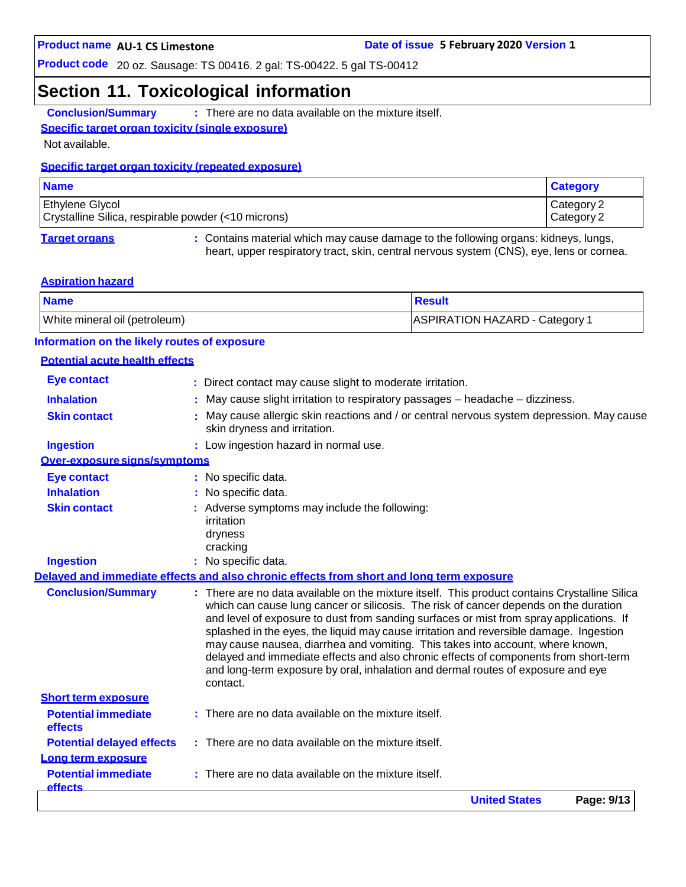## Section 11. Toxicological information

**Conclusion/Summary** : There are no data available on the mixture itself.

### Specific target organ toxicity (single exposure)

Not available.

### Specific target organ toxicity (repeated exposure)

| Name | Category |
| --- | --- |
| Ethylene Glycol | Category 2 |
| Crystalline Silica, respirable powder (<10 microns) | Category 2 |

**Target organs** : Contains material which may cause damage to the following organs: kidneys, lungs, heart, upper respiratory tract, skin, central nervous system (CNS), eye, lens or cornea.

### Aspiration hazard

| Name | Result |
| --- | --- |
| White mineral oil (petroleum) | ASPIRATION HAZARD - Category 1 |

### Information on the likely routes of exposure

#### Potential acute health effects

**Eye contact** : Direct contact may cause slight to moderate irritation.

**Inhalation** : May cause slight irritation to respiratory passages – headache – dizziness.

**Skin contact** : May cause allergic skin reactions and / or central nervous system depression. May cause skin dryness and irritation.

**Ingestion** : Low ingestion hazard in normal use.

#### Over-exposure signs/symptoms

**Eye contact** : No specific data.

**Inhalation** : No specific data.

**Skin contact** : Adverse symptoms may include the following:
irritation
dryness
cracking

**Ingestion** : No specific data.

### Delayed and immediate effects and also chronic effects from short and long term exposure

**Conclusion/Summary** : There are no data available on the mixture itself. This product contains Crystalline Silica which can cause lung cancer or silicosis. The risk of cancer depends on the duration and level of exposure to dust from sanding surfaces or mist from spray applications. If splashed in the eyes, the liquid may cause irritation and reversible damage. Ingestion may cause nausea, diarrhea and vomiting. This takes into account, where known, delayed and immediate effects and also chronic effects of components from short-term and long-term exposure by oral, inhalation and dermal routes of exposure and eye contact.

#### Short term exposure

**Potential immediate effects** : There are no data available on the mixture itself.

**Potential delayed effects** : There are no data available on the mixture itself.

#### Long term exposure

**Potential immediate effects** : There are no data available on the mixture itself.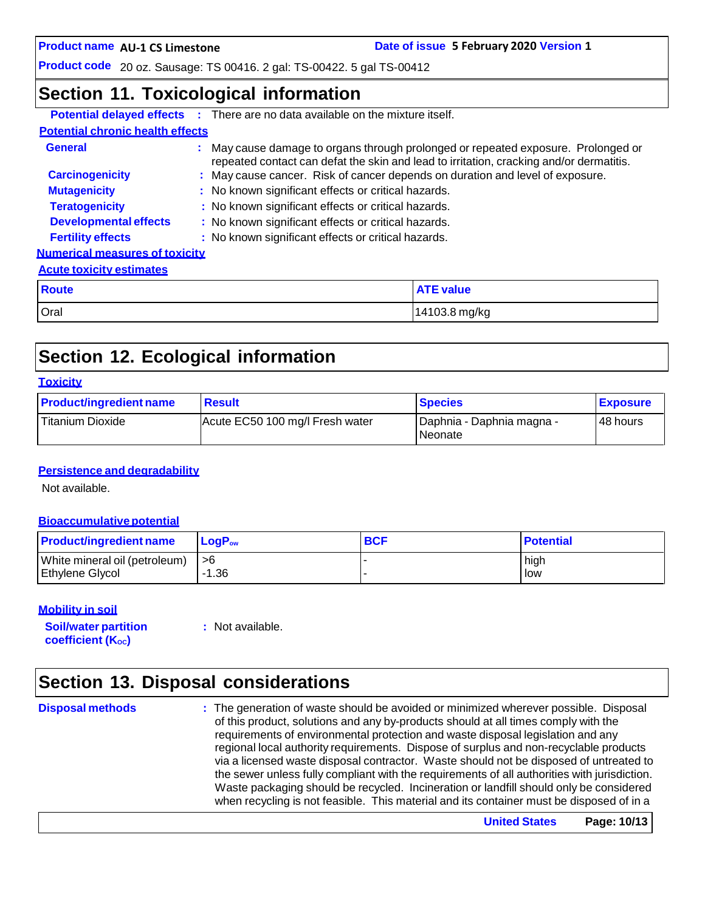## Section 11. Toxicological information

**Potential delayed effects** : There are no data available on the mixture itself.

**Potential chronic health effects**

**General** : May cause damage to organs through prolonged or repeated exposure. Prolonged or repeated contact can defat the skin and lead to irritation, cracking and/or dermatitis.

**Carcinogenicity** : May cause cancer. Risk of cancer depends on duration and level of exposure.

**Mutagenicity** : No known significant effects or critical hazards.

**Teratogenicity** : No known significant effects or critical hazards.

**Developmental effects** : No known significant effects or critical hazards.

**Fertility effects** : No known significant effects or critical hazards.

**Numerical measures of toxicity**

**Acute toxicity estimates**

| Route | ATE value |
|---|---|
| Oral | 14103.8 mg/kg |

## Section 12. Ecological information

**Toxicity**

| Product/ingredient name | Result | Species | Exposure |
|---|---|---|---|
| Titanium Dioxide | Acute EC50 100 mg/l Fresh water | Daphnia - Daphnia magna - Neonate | 48 hours |

**Persistence and degradability**

Not available.

**Bioaccumulative potential**

| Product/ingredient name | $LogP_{ow}$ | BCF | Potential |
|---|---|---|---|
| White mineral oil (petroleum) | >6 | - | high |
| Ethylene Glycol | -1.36 | - | low |

**Mobility in soil**

**Soil/water partition coefficient ($K_{OC}$)** : Not available.

## Section 13. Disposal considerations

**Disposal methods** : The generation of waste should be avoided or minimized wherever possible. Disposal of this product, solutions and any by-products should at all times comply with the requirements of environmental protection and waste disposal legislation and any regional local authority requirements. Dispose of surplus and non-recyclable products via a licensed waste disposal contractor. Waste should not be disposed of untreated to the sewer unless fully compliant with the requirements of all authorities with jurisdiction. Waste packaging should be recycled. Incineration or landfill should only be considered when recycling is not feasible. This material and its container must be disposed of in a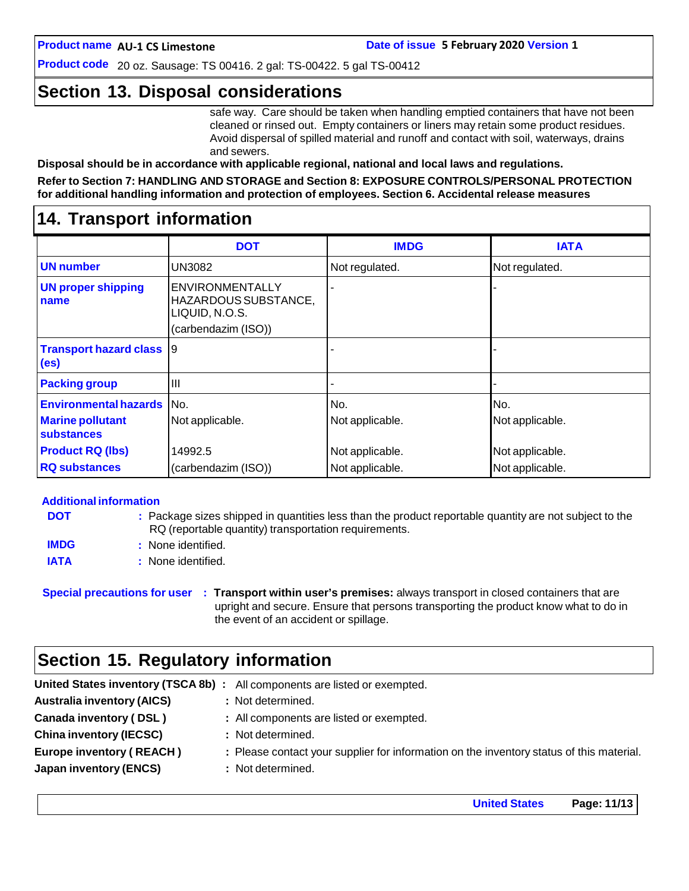## Section 13. Disposal considerations

safe way. Care should be taken when handling emptied containers that have not been cleaned or rinsed out. Empty containers or liners may retain some product residues. Avoid dispersal of spilled material and runoff and contact with soil, waterways, drains and sewers.

**Disposal should be in accordance with applicable regional, national and local laws and regulations.**

**Refer to Section 7: HANDLING AND STORAGE and Section 8: EXPOSURE CONTROLS/PERSONAL PROTECTION for additional handling information and protection of employees. Section 6. Accidental release measures**

## 14. Transport information

| | DOT | IMDG | IATA |
|---|---|---|---|
| **UN number** | UN3082 | Not regulated. | Not regulated. |
| **UN proper shipping name** | ENVIRONMENTALLY HAZARDOUS SUBSTANCE, LIQUID, N.O.S. (carbendazim (ISO)) | - | - |
| **Transport hazard class (es)** | 9 | - | - |
| **Packing group** | III | - | - |
| **Environmental hazards** | No. | No. | No. |
| **Marine pollutant substances** | Not applicable. | Not applicable. | Not applicable. |
| **Product RQ (lbs)** | 14992.5 | Not applicable. | Not applicable. |
| **RQ substances** | (carbendazim (ISO)) | Not applicable. | Not applicable. |

**Additional information**

**DOT** : Package sizes shipped in quantities less than the product reportable quantity are not subject to the RQ (reportable quantity) transportation requirements.

**IMDG** : None identified.

**IATA** : None identified.

**Special precautions for user** : **Transport within user's premises:** always transport in closed containers that are upright and secure. Ensure that persons transporting the product know what to do in the event of an accident or spillage.

## Section 15. Regulatory information

**United States inventory (TSCA 8b)** : All components are listed or exempted.

**Australia inventory (AICS)** : Not determined.

**Canada inventory ( DSL )** : All components are listed or exempted.

**China inventory (IECSC)** : Not determined.

**Europe inventory ( REACH )** : Please contact your supplier for information on the inventory status of this material.

**Japan inventory (ENCS)** : Not determined.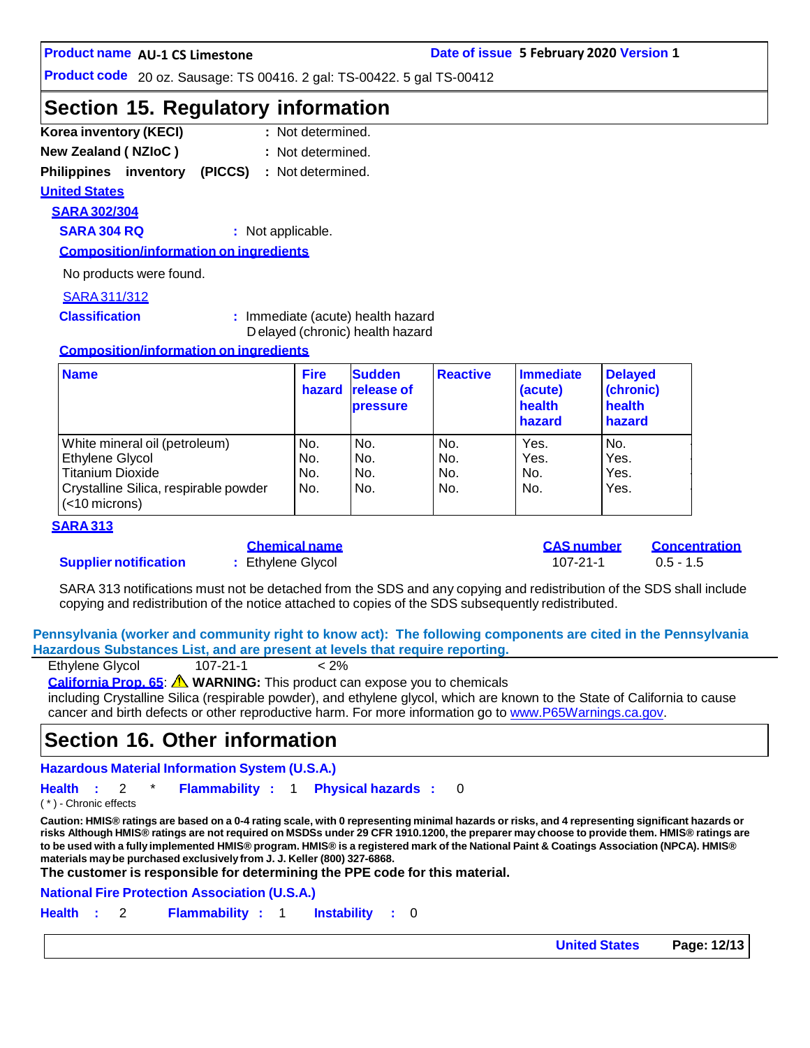## Section 15. Regulatory information

**Korea inventory (KECI)** : Not determined.

**New Zealand ( NZIoC )** : Not determined.

**Philippines inventory (PICCS)** : Not determined.

**United States**

**SARA 302/304**

**SARA 304 RQ** : Not applicable.

**Composition/information on ingredients**

No products were found.

SARA 311/312

**Classification** : Immediate (acute) health hazard
Delayed (chronic) health hazard

**Composition/information on ingredients**

| Name | Fire hazard | Sudden release of pressure | Reactive | Immediate (acute) health hazard | Delayed (chronic) health hazard |
|---|---|---|---|---|---|
| White mineral oil (petroleum) | No. | No. | No. | Yes. | No. |
| Ethylene Glycol | No. | No. | No. | Yes. | Yes. |
| Titanium Dioxide | No. | No. | No. | No. | Yes. |
| Crystalline Silica, respirable powder (<10 microns) | No. | No. | No. | No. | Yes. |

**SARA 313**

| | Chemical name | CAS number | Concentration |
|---|---|---|---|
| **Supplier notification** | Ethylene Glycol | 107-21-1 | 0.5 - 1.5 |

SARA 313 notifications must not be detached from the SDS and any copying and redistribution of the SDS shall include copying and redistribution of the notice attached to copies of the SDS subsequently redistributed.

**Pennsylvania (worker and community right to know act): The following components are cited in the Pennsylvania Hazardous Substances List, and are present at levels that require reporting.**

Ethylene Glycol 107-21-1 < 2%

**California Prop. 65**: ⚠ **WARNING:** This product can expose you to chemicals including Crystalline Silica (respirable powder), and ethylene glycol, which are known to the State of California to cause cancer and birth defects or other reproductive harm. For more information go to www.P65Warnings.ca.gov.

## Section 16. Other information

**Hazardous Material Information System (U.S.A.)**

**Health** : 2 * **Flammability** : 1 **Physical hazards** : 0

( * ) - Chronic effects

**Caution: HMIS® ratings are based on a 0-4 rating scale, with 0 representing minimal hazards or risks, and 4 representing significant hazards or risks Although HMIS® ratings are not required on MSDSs under 29 CFR 1910.1200, the preparer may choose to provide them. HMIS® ratings are to be used with a fully implemented HMIS® program. HMIS® is a registered mark of the National Paint & Coatings Association (NPCA). HMIS® materials may be purchased exclusively from J. J. Keller (800) 327-6868.**

**The customer is responsible for determining the PPE code for this material.**

**National Fire Protection Association (U.S.A.)**

**Health** : 2 **Flammability** : 1 **Instability** : 0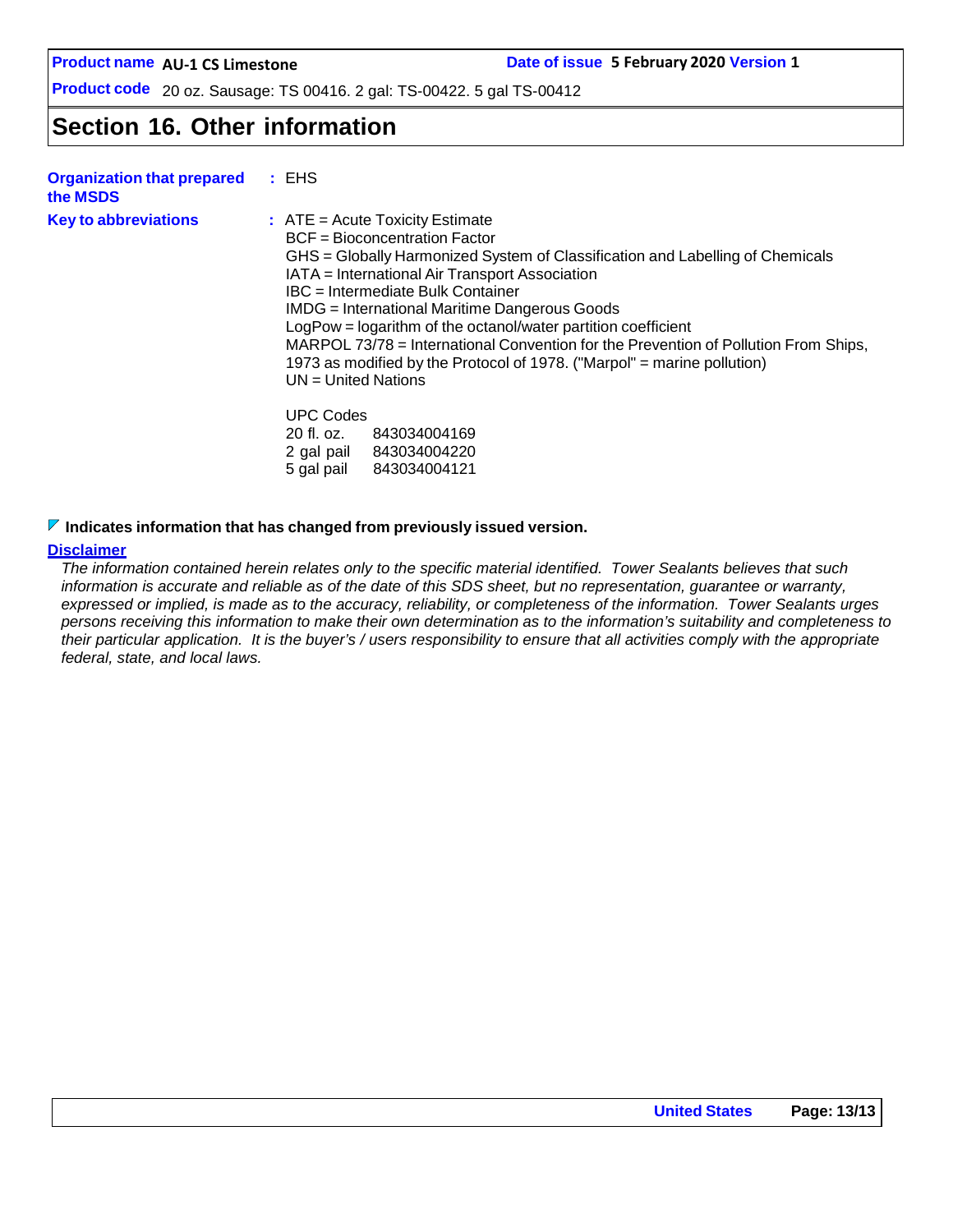## Section 16. Other information

**Organization that prepared the MSDS** : EHS

**Key to abbreviations** : ATE = Acute Toxicity Estimate
BCF = Bioconcentration Factor
GHS = Globally Harmonized System of Classification and Labelling of Chemicals
IATA = International Air Transport Association
IBC = Intermediate Bulk Container
IMDG = International Maritime Dangerous Goods
LogPow = logarithm of the octanol/water partition coefficient
MARPOL 73/78 = International Convention for the Prevention of Pollution From Ships, 1973 as modified by the Protocol of 1978. ("Marpol" = marine pollution)
UN = United Nations

UPC Codes

| | |
|---|---|
| 20 fl. oz. | 843034004169 |
| 2 gal pail | 843034004220 |
| 5 gal pail | 843034004121 |

**Indicates information that has changed from previously issued version.**

**Disclaimer**

*The information contained herein relates only to the specific material identified. Tower Sealants believes that such information is accurate and reliable as of the date of this SDS sheet, but no representation, guarantee or warranty, expressed or implied, is made as to the accuracy, reliability, or completeness of the information. Tower Sealants urges persons receiving this information to make their own determination as to the information's suitability and completeness to their particular application. It is the buyer's / users responsibility to ensure that all activities comply with the appropriate federal, state, and local laws.*